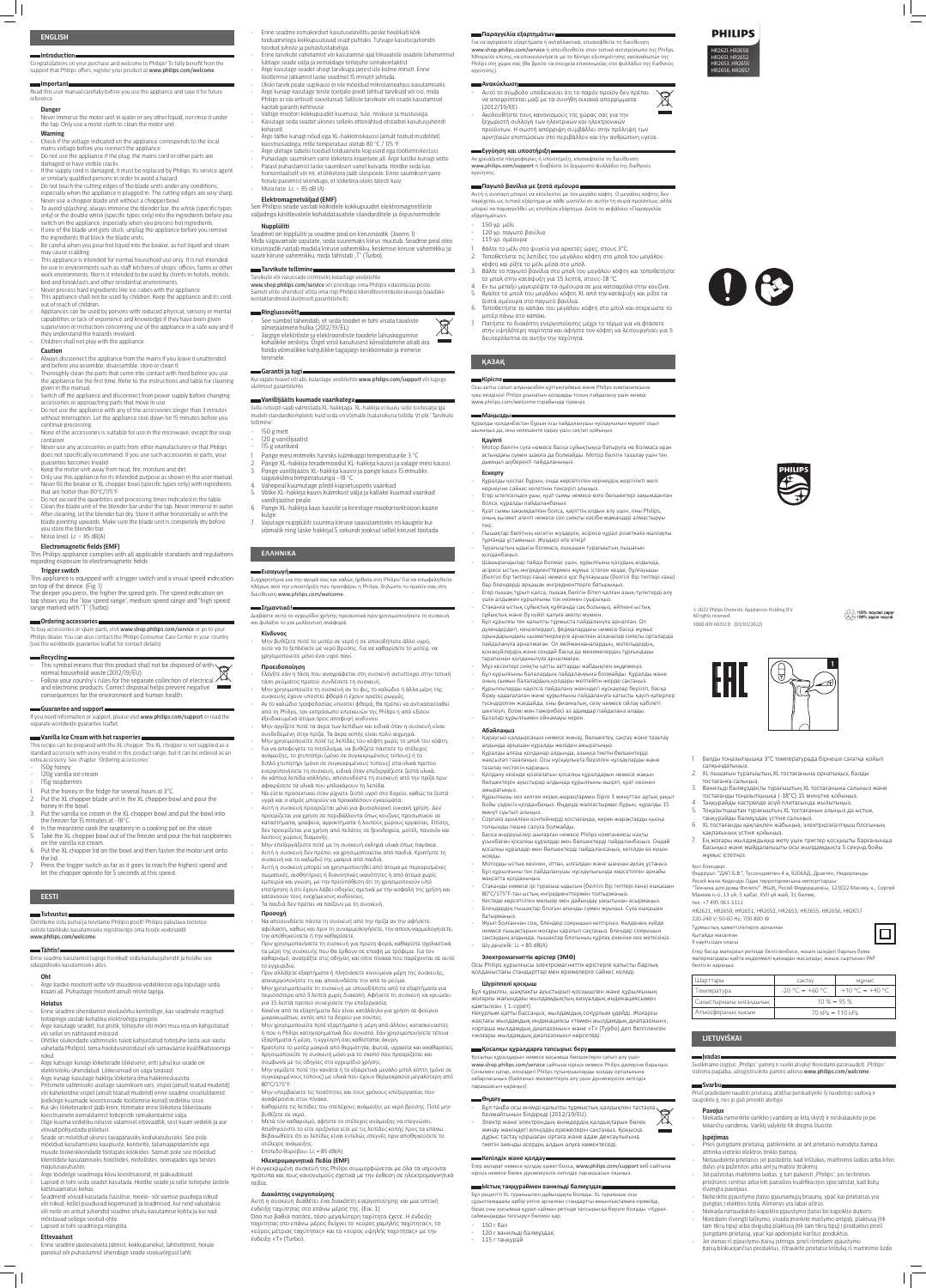## ENGLISH

### Introduction

Congratulations on your purchase and welcome to Philips! To fully benefit from the support that Philips offers, register your product at www.philips.com/welcome.

### Important

Read this user manual carefully before you use the appliance and save it for future reference.

#### Danger

- Never immerse the motor unit in water or any other liquid, nor rinse it under the tap. Only use a moist cloth to clean the motor unit.

#### Warning

- Check if the voltage indicated on the appliance corresponds to the local mains voltage before you connect the appliance.
- Do not use the appliance if the plug, the mains cord or other parts are damaged or have visible cracks.
- If the supply cord is damaged, it must be replaced by Philips, its service agent or similarly qualified persons in order to avoid a hazard.
- Do not touch the cutting edges of the blade units under any conditions, especially when the appliance is plugged in. The cutting edges are very sharp.
- Never use a chopper blade unit without a chopper bowl.
- To avoid splashing, always immerse the blender bar, the whisk (specific types only) or the double whisk (specific types only) into the ingredients before you switch on the appliance, especially when you process hot ingredients.
- If one of the blade unit gets stuck, unplug the appliance before you remove the ingredients that block the blade units.
- Be careful when you pour hot liquid into the beaker, as hot liquid and steam may cause scalding.
- This appliance is intended for normal household use only. It is not intended for use in environments such as staff kitchens of shops, offices, farms or other work environments. Nor is it intended to be used by clients in hotels, motels, bed and breakfasts and other residential environments.
- Never process hard ingredients like ice cubes with the appliance.
- This appliance shall not be used by children. Keep the appliance and its cord out of reach of children.
- Appliances can be used by persons with reduced physical, sensory or mental capabilities or lack of experience and knowledge if they have been given supervision or instruction concerning use of the appliance in a safe way and if they understand the hazards involved.
- Children shall not play with the appliance.

#### Caution

- Always disconnect the appliance from the mains if you leave it unattended and before you assemble, disassemble, store or clean it.
- Thoroughly clean the parts that come into contact with food before you use the appliance for the first time. Refer to the instructions and table for cleaning given in the manual.
- Switch off the appliance and disconnect from power supply before changing accessories or approaching parts that move in use.
- Do not use the appliance with any of the accessories longer than 3 minutes without interruption. Let the appliance cool down for 15 minutes before you continue processing.
- None of the accessories is suitable for use in the microwave, except the soup container.
- Never use any accessories or parts from other manufacturers or that Philips does not specifically recommend. If you use such accessories or parts, your guarantee becomes invalid.
- Keep the motor unit away from heat, fire, moisture and dirt.
- Only use this appliance for its intended purpose as shown in the user manual.
- Never fill the beaker or XL chopper bowl (specific types only) with ingredients that are hotter than 80°C/175°F.
- Do not exceed the quantities and processing times indicated in the table.
- Clean the blade unit of the blender bar under the tap. Never immerse in water.
- After cleaning, let the blender bar dry. Store it either horizontally or with the blade pointing upwards. Make sure the blade unit is completely dry before you store the blender bar.
- Noise level: Lc = 85 dB(A)

#### Electromagnetic fields (EMF)

This Philips appliance complies with all applicable standards and regulations regarding exposure to electromagnetic fields.

### Trigger switch

This appliance is equipped with a trigger switch and a visual speed indication on top of the device (Fig. 1).
The deeper you press, the higher the speed gets. The speed indication on top shows you the "low speed range", medium speed range" and "high speed range marked with "T" (Turbo).

### Ordering accessories

To buy accessories or spare parts, visit www.philips.com/service or go to your Philips dealer. You can also contact the Philips Consumer Care Center in your country (see the worldwide guarantee leaflet for contact details).

### Recycling

- This symbol means that this product shall not be disposed of with normal household waste (2012/19/EU).
- Follow your country's rules for the separate collection of electrical and electronic products. Correct disposal helps prevent negative consequences for the environment and human health.

### Guarantee and support

If you need information or support, please visit www.philips.com/support or read the separate worldwide guarantee leaflet.

### Vanilla Ice Cream with hot raspberries

This recipe can be prepared with the XL chopper. The XL chopper is not supplied as a standard accessory with every model in this product range, but it can be ordered as an extra accessory. See chapter "Ordering accessories".

- 150g honey
- 120g vanilla ice cream
- 115g raspberries

1. Put the honey in the fridge for several hours at 3°C.
2. Put the XL chopper blade unit in the XL chopper bowl and pour the honey in the bowl.
3. Put the vanilla ice cream in the XL chopper bowl and put the bowl into the freezer for 15 minutes at -18°C.
4. In the meantime crash the raspberry in a cooking pot on the stove.
5. Take the XL chopper bowl out of the freezer and pour the hot raspberries on the vanilla ice cream.
6. Put the XL chopper lid on the bowl and then fasten the motor unit onto the lid.
7. Press the trigger switch as far as it goes to reach the highest speed and let the chopper operate for 5 seconds at this speed.

## EESTI

### Tutvustus

Õnnitleme ostu puhul ja tervitame Philipsi poolt! Philipsi pakutava toetuse eeliste täielikuks kasutamiseks registreerige oma toode veebisaidil www.philips.com/welcome.

### Tähtis!

Enne seadme kasutamist lugege hoolikalt seda kasutusjuhendit ja hoidke see edaspidiseks kasutamiseks alles.

#### Oht

- Ärge kastke mootorit vette või muudesse vedelikesse ega loputage seda kraani all. Puhastage mootorit ainult niiske lapiga.

#### Hoiatus

- Enne seadme ühendamist vooluvõrku kontrollige, kas seadmele märgitud toitepinge vastab kohaliku elektrivõrgu pingele.
- Ärge kasutage seadet, kui pistik, toitejuhe või mõni muu osa on kahjustatud või selle/l on nähtavaid mõrasid.
- Ohtlike olukordade vältimiseks tuleb kahjustatud toitejuhe lasta uue vastu vahetada Philipsil, tema hoolduseesindusel või samaväärse kvalifikatsiooniga isikul.
- Ärge katsuge kunagi lõiketerade lõikeservi, eriti juhul kui seade on elektrivõrku ühendatud. Lõikeservad on väga teravad.
- Ärge kasutage kunagi hakkija lõiketera ilma hakkijakausita.
- Pritsmete vältimiseks asetage saumikseri varr, vispel (ainult teatud mudelitel) või kahekordne vispel (ainult teatud mudelitel) enne seadme sisselülitamist (eelkõige kuumade koostisosade töötlemise korral) vedeliku sisse.
- Kui üks lõiketeradest jääb kinni, lülitamake enne lõiketera lõiketerasid blokeerivate koostisainete eemaldamist toitepistik seinakontaktist välja.
- Olge kuuma vedeliku nõusse valamisel ettevaatlik, sest kuum vedelik ja aur võivad põhjustada põletusi.
- Seade on mõeldud ükskasutamiseks kodukasutuseks. See pole mõeldud kasutamiseks kaupluste, kontorite, talumajapidamiste ega muude töökeskkondade töötajate köökides. Samuti pole see mõeldud klientidele kasutamiseks hotellides, motellides, öömajades ega teistes majutusasutustes.
- Ärge töödelge seadmega kõvu koostisaineid, nt jääkuubikuid.
- Lapsed ei tohi seda seadet kasutada. Hoidke seade ja selle toitejuhe lastele kättesaamatus kohas.
- Seadmeid võivad kasutada füüsiliste, meele- või vaimse puudega isikud või isikud, kellel puuduvad kogemused ja teadmised, kui neid valvatakse või neile on antud juhendid seadme ohutu kasutamise kohta ja kui nad mõistavad sellega seotud ohte.
- Lapsed ei tohi seadmega mängida.

#### Ettevaatust

- Enne seadme järelevalveta jätmist, kokkupanekut, lahtivõtmist, hoiule panekut või puhastamist ühendage seade vooluvõrgust lahti.
- Enne seadme esmakordset kasutuselevõttu peske hoolikalt kõik toiduainetega kokkupuutuvad osad puhtaks. Tutvuge kasutusjuhendis toodud juhiste ja puhastustabeliga.
- Enne tarvikute vahetamist või kasutamise ajal liikuvatele osadele lähenemisel lülitage seade välja ja eemaldage toitejuhe seinakontaktist.
- Ärge kasutage seadet ühegi tarvikuga järjest üle kolme minuti. Enne töötlemise jätkamist laske seadmel 15 minutit jahtuda.
- Ükski tarvik peale supikausi ei ole mõeldud mikrolaineahjus kasutamiseks.
- Ärge kunagi kasutage teiste tootjate poolt tehtud tarvikuid või osi, mida Philips ei ole eriliselt soovitanud. Selliste tarvikute või osade kasutamisel kaotab garantii kehtivuse.
- Vältige mootori kokkupuudet kuumuse, tule, niiskuse ja mustusega.
- Kasutage seda seadet üksnes selleks ettenähtud otstarbel kasutusjuhendi kohaselt.
- Ärge täitke kunagi nõud ega XL-hakkimiskaussi (ainult teatud mudelitel) koostisosadega, mille temperatuur ületab 80 °C / 175 °F.
- Ärge ületage tabelis toodud koguseid ega töötlemisaegu.
- Puhastage saumikseri varre lõiketera kraanivee all. Ärge kastke kunagi vette.
- Pärast puhastamist laske saumikseri varrel kuivada. Hoidke seda horisontaalselt või nii, et lõiketera jääb ülespoole. Enne saumikseri varre hoiule panemist veenduge, et lõiketera oleks täiesti kuiv.
- Müra tase: Lc = 85 dB (A)

#### Elektromagnetväljad (EMF)

See Philipsi seade vastab kõikidele kokkupuudet elektromagnetiliste väljadega käsitlevatele kohaldatavatele standarditele ja õigusnormidele.

### Nupplüliti

Seadmel on kiiplüliti ja seadme peal on kiirusnäidik (Joonis 1)
Mida sügavamale vajutate, seda suuremaks kiirus muutub. Seadme peal olev kiirusnaidik näitab madala kiiruse vahemikku, keskmise kiiruse vahemikku ja suure kiiruse vahemikku, mida tähistab „T" (Turbo).

### Tarvikute tellimine

Tarvikute või varuosade ostmiseks külastage veebilehte www.philips.com/service või pöörduge oma Philipsi edasimüüja poole. Samuti võite ühendust võtta oma riigi Philipsi klienditeeninduskeskusega (vaadake kontaktandmeid ülemaailmselt garantiilehelt).

### Ringlussevõtt

- See sümbol tähendab, et seda toodet ei tohi visata tavaliste olmejäätmete hulka (2012/19/EL).
- Järgige elektriliste ja elektrooniliste toodete lahuskogumise kohalikke eeskirju. Õigel viisil kasutusest kõrvaldamine aitab ära hoida võimalikke kahjulikke tagajärgi keskkonnale ja inimeste tervisele.

### Garantii ja tugi

Kui vajate teavet või abi, külastage veebilehte www.philips.com/support või lugege üleilmset garantiilehte.

### Vanillijäätis kuumade vaarikatega

Selle retsepti saab valmistada XL-hakkijaga. XL-hakkija ei kuulu selle tootesarja iga mudeli standardkomplekti, kuid seda on võimalik lisatarvikuna tellida. Vt ptk "Tarvikute tellimine".

- 150 g mett
- 120 g vanillijäätist
- 115 g vaarikaid

1. Pange mesi mitmeks tunniks külmkappi temperatuurile 3 °C.
2. Pange XL-hakkija terademoodul XL-hakkija kaussi ja valage mesi kaussi.
3. Pange vanillijäätis XL-hakkija kaussi ja pange kauss 15 minutiks sügavkülma temperatuuriga -18 °C.
4. Vahepeal kuumutage pliidil kupsetuspotis vaarikad.
5. Võtke XL-hakkija kauss külmikust välja ja kallake kuumad vaarikad vanillijäätise peale.
6. Pange XL-hakkija kaas kausile ja kinnitage mootorisektsioon kaane külge.
7. Vajutage nupplüliti suunima kiiruse saavutamiseks nii kaugele kui võimalik ning laske hakkijal 5 sekundi jooksul sellel kiirusel töötada.

## ΕΛΛΗΝΙΚΑ

### Εισαγωγή

Συγχαρητήρια για την αγορά σας και καλώς ήρθατε στη Philips! Για να επωφεληθείτε πλήρως από την υποστήριξη που προσφέρει η Philips, δηλώστε το προϊόν σας στη διεύθυνση www.philips.com/welcome.

### Σημαντικό!

Διαβάστε αυτό το εγχειρίδιο χρήσης προσεκτικά πριν χρησιμοποιήσετε τη συσκευή και φυλάξτε το για μελλοντική αναφορά.

#### Κίνδυνος

- Μην βυθίζετε ποτέ το μοτέρ σε νερό ή σε οποιοδήποτε άλλο υγρό, ούτε να το ξεπλένετε με νερό βρύσης. Για να καθαρίσετε το μοτέρ, να χρησιμοποιείτε μόνο ένα υγρό πανί.

#### Προειδοποίηση

- Ελέγξτε εάν η τάση που αναγράφεται στη συσκευή αντιστοιχεί στην τοπική τάση ρεύματος προτού συνδέσετε τη συσκευή.
- Μην χρησιμοποιείτε τη συσκευή αν το φις, το καλώδιο ή άλλα μέρη της συσκευής έχουν υποστεί φθορά ή έχουν ορατές ρωγμές.
- Αν το καλώδιο τροφοδοσίας υποστεί φθορά, θα πρέπει να αντικατασταθεί από τη Philips, τον εκπρόσωπο επισκευών της Philips ή από εξίσου εξειδικευμένα άτομα προς αποφυγή κινδύνου.
- Μην αγγίζετε ποτέ τα άκρα των λεπίδων και ειδικά όταν η συσκευή είναι συνδεδεμένη στην πρίζα. Τα άκρα κοπής είναι πολύ αιχμηρά.
- Μην χρησιμοποιείτε ποτέ τις λεπίδες του κόφτη χωρίς το μπολ του κόφτη.
- Για να αποφύγετε το πιτσίλισμα, να βυθίζετε πάντοτε το στέλεχος ανάμιξης, το χτυπητήρι (μόνο σε συγκεκριμένους τύπους) ή το διπλό χτυπητήρι (μόνο σε συγκεκριμένους τύπους) στα υλικά προτού ενεργοποιήσετε τη συσκευή, ειδικά όταν επεξεργάζεστε ζεστά υλικά.
- Αν κάποια λεπίδα κολλήσει, αποσυνδέστε τη συσκευή από την πρίζα πριν αφαιρέσετε τα υλικά που μπλοκάρουν τη λεπίδα.
- Να είστε προσεκτικοί όταν ρίχνετε ζεστό υγρό στο δοχείο, καθώς τα ζεστά υγρά και ο ατμός μπορούν να προκαλέσουν εγκαύματα.
- Αυτή η συσκευή προορίζεται μόνο για φυσιολογική οικιακή χρήση. Δεν προορίζεται για χρήση σε περιβάλλοντα όπως κουζίνες προσωπικού σε καταστήματα, γραφεία, αγροκτήματα ή λοιπούς χώρους εργασίας. Επίσης, δεν προορίζεται για χρήση από πελάτες σε ξενοδοχεία, μοτέλ, πανσιόν και λοιπούς χώρους διαμονής.
- Μην επεξεργάζεστε ποτέ με τη συσκευή σκληρά υλικά όπως παγάκια.
- Αυτή η συσκευή δεν πρέπει να χρησιμοποιείται από παιδιά. Κρατήστε τη συσκευή και το καλώδιό της μακριά από παιδιά.
- Αυτή η συσκευή μπορεί να χρησιμοποιηθεί από άτομα με περιορισμένες σωματικές, αισθητήριες ή διανοητικές ικανότητες ή από άτομα χωρίς εμπειρία και γνώση, με την προϋπόθεση ότι τη χρησιμοποιούν υπό επιτήρηση ή ότι έχουν λάβει οδηγίες σχετικά με την ασφαλή της χρήση και κατανοούν τους ενεχόμενους κινδύνους.
- Τα παιδιά δεν πρέπει να παίζουν με τη συσκευή.

#### Προσοχή

- Να αποσυνδέετε πάντα τη συσκευή από την πρίζα αν την αφήσετε αφύλακτη, καθώς και πριν τη συναρμολόγηση, την αποσυναρμολόγησή της, την αποθήκευσή ή τον καθαρισμό.
- Πριν χρησιμοποιήσετε τη συσκευή για πρώτη φορά, καθαρίστε σχολαστικά τα μέρη της συσκευής που θα έρθουν σε επαφή με τρόφιμα. Για τον καθαρισμό, ανατρέξτε στις οδηγίες και στον πίνακα που παρέχονται σε αυτό το εγχειρίδιο.
- Πριν αλλάξετε εξαρτήματα ή πλησιάσετε κινούμενα μέρη της συσκευής, απενεργοποιήστε τη και αποσυνδέστε την από το ρεύμα.
- Μην χρησιμοποιείτε τη συσκευή με οποιοδήποτε από τα εξαρτήματα για περισσότερο από 3 λεπτά χωρίς διακοπή. Αφήνετε τη συσκευή να κρυώσει για 15 λεπτά προτού συνεχίσετε την επεξεργασία.
- Κανένα από τα εξαρτήματα δεν είναι κατάλληλο για χρήση σε φούρνο μικροκυμάτων, εκτός από το δοχείο για σούπες.
- Μην χρησιμοποιείτε ποτέ εξαρτήματα ή μέρη από άλλους κατασκευαστές ή που η Philips δεν συνιστά συγκεκριμένα. Εάν χρησιμοποιήσετε τέτοια εξαρτήματα ή μέρη, η εγγύησή σας καθίσταται άκυρη.
- Κρατήστε το μοτέρ μακριά από θερμότητα, φωτιά, υγρασία και ακαθαρσίες.
- Χρησιμοποιείτε τη συσκευή μόνο για το σκοπό που προορίζεται και σύμφωνα με τις οδηγίες στο εγχειρίδιο χρήσης.
- Μην γεμίζετε ποτέ την κανάτα ή το εξαρτημα μεγάλο μπολ κοπής (μόνο σε συγκεκριμένους τύπους) με υλικά που έχουν θερμοκρασία μεγαλύτερη από 80°C/175°F.
- Μην υπερβαίνετε τις ποσότητες και τους χρόνους επεξεργασίας που αναφέρονται στον πίνακα.
- Καθαρίστε τις λεπίδες του στελέχους ανάμιξης με νερό βρύσης. Ποτέ μην βυθίζετε σε νερό.
- Μετά τον καθαρισμό, αφήστε το στέλεχος ανάμιξης να στεγνώσει. Αποθηκεύστε το είτε οριζόντια είτε με τις λεπίδες κοπής προς τα επάνω. Βεβαιωθείτε ότι οι λεπίδες είναι εντελώς στεγνές πριν αποθηκεύσετε το στέλεχος ανάμιξης.
- Επίπεδο θορύβου: Lc = 85 dB(A)

#### Ηλεκτρομαγνητικά Πεδία (EMF)

Η συγκεκριμένη συσκευή της Philips συμμορφώνεται με όλα τα ισχύοντα πρότυπα και τους κανονισμούς σχετικά με την έκθεση σε ηλεκτρομαγνητικά πεδία.

### Διακόπτης ενεργοποίησης

Αυτή η συσκευή διαθέτει έναν διακόπτη ενεργοποίησης και μια οπτική ένδειξη ταχύτητας στο επάνω μέρος της. (Εικ. 1)
Όσο πιο βαθιά πατάτε, τόσο μεγαλύτερη ταχύτητα έχετε. Η ένδειξη ταχύτητας στο επάνω μέρος δείχνει το «εύρος χαμηλής ταχύτητας», το «εύρος μέτριας ταχύτητας» και το «εύρος υψηλής ταχύτητας» με την ένδειξη «T» (Turbo).

### Παραγγελία εξαρτημάτων

Για να αγοράσετε εξαρτήματα ή ανταλλακτικά, επισκεφθείτε τη διεύθυνση www.philips.com/service ή απευθυνθείτε στον τοπικό αντιπρόσωπο της Philips. Μπορείτε επίσης να επικοινωνήσετε με το Κέντρο εξυπηρέτησης καταναλωτών της Philips στη χώρα σας (θα βρείτε τα στοιχεία επικοινωνίας στο φυλλάδιο της διεθνούς εγγύησης).

### Ανακύκλωση

- Αυτό το σύμβολο υποδεικνύει ότι το παρόν προϊόν δεν πρέπει να απορρίπτεται μαζί με τα συνήθη οικιακά απορρίμματα (2012/19/ΕΕ).
- Ακολουθήστε τους κανονισμούς της χώρας σας για την ξεχωριστή συλλογή των ηλεκτρικών και ηλεκτρονικών προϊόντων. Η σωστή απόρριψη συμβάλλει στην πρόληψη των αρνητικών επιπτώσεων στο περιβάλλον και την ανθρώπινη υγεία.

### Εγγύηση και υποστήριξη

Αν χρειάζεστε πληροφορίες ή υποστήριξη, επισκεφθείτε τη διεύθυνση www.philips.com/support ή διαβάστε το ξεχωριστό φυλλάδιο της διεθνούς εγγύησης.

### Παγωτό βανίλια με ζεστά σμέουρα

Αυτή η συνταγή μπορεί να εκτελεστεί με τον μεγάλο κόφτη. Ο μεγάλος κόφτης δεν παρέχεται ως τυπικό εξάρτημα με κάθε μοντέλο σε αυτήν τη σειρά προϊόντων, αλλά μπορεί να παραγγελθεί ως επιπλέον εξάρτημα. Δείτε το κεφάλαιο «Παραγγελία εξαρτημάτων».

- 150 γρ. μέλι
- 120 γρ. παγωτό βανίλια
- 115 γρ. σμέουρα

1. Βάλτε το μέλι στο ψυγείο για αρκετές ώρες, στους 3°C.
2. Τοποθετήστε τις λεπίδες του μεγάλου κόφτη στο μπολ του μεγάλου κόφτη και ρίξτε το μέλι μέσα στο μπολ.
3. Βάλτε το παγωτό βανίλια στο μπολ του μεγάλου κόφτη και τοποθετήστε το μπολ στην κατάψυξη για 15 λεπτά, στους -18 °C.
4. Εν τω μεταξύ, μαγειρέψτε τα σμέουρα σε μια κατσαρόλα στην κουζίνα.
5. Βγάλτε το μπολ του μεγάλου κόφτη XL από την κατάψυξη και ρίξτε τα ζεστά σμέουρα στο παγωτό βανίλια.
6. Τοποθετήστε το καπάκι του μεγάλου κόφτη στο μπολ και στερεώστε το μοτέρ πάνω στο καπάκι.
7. Πατήστε το διακόπτη ενεργοποίησης μέχρι το τέρμα για να φτάσετε στην υψηλότερη ταχύτητα και αφήστε τον κόφτη να λειτουργήσει για 5 δευτερόλεπτα σε αυτήν την ταχύτητα.

## ҚАЗАҚ

### Кіріспе

Осы затты сатып алуыңызбен құттықтаймыз және Philips компаниясына қош келдіңіз! Philips ұсынатын қолдауды толық пайдалану үшін өнімді www.philips.com/welcome торабында тіркеңіз.

### Маңызды

Құралды қолданбастан бұрын осы пайдаланушы нұсқаулығын мұқият оқып шығыңыз да, оны келешекте қарау үшін сақтап қойыңыз.

#### Қауіпті

- Мотор бөлігін суға немесе басқа сұйықтыққа батыруға не болмаса кран астындағы сумен шаюға да болмайды. Мотор бөлігін тазалау үшін тек дымқыл шүберекті пайдаланыңыз.

#### Ескерту

- Құралды қоспас бұрын, онда көрсетілген кернеудің жергілікті желі кернеуіне сәйкес келетінін тексеріп алыңыз.
- Егер штепсельдік ұшы, қуат сымы немесе өзге бөлшектері зақымданған болса, құралды пайдаланбаңыз.
- Қуат сымы зақымданған болса, қауіпті алдын алу үшін, оны Philips, оның қызмет агенті немесе сол сияқты кәсіби мамандар алмастыруы тиіс.
- Пышақтар бөлігінің кесетін жүздерін, әсіресе құрал розеткаға жалғаулы тұрғанда ұстамаңыз. Жүздері өте өткір!
- Турағыштың ыдысы болмаса, ешқашан турағыштың пышағын қолданбаңыз.
- Шашыранды болдырмау үшін, құрылғыны қосудың алдында, әсіресе ыстық ингредиенттермен жұмыс істеген кезде, бұлғауышы (белгілі бір түрлері ғана) немесе қос бұлғауышы (белгілі бір түрлері ғана) бар блендерді әрқашан ингредиенттерге батырыңыз.
- Егер пышақ түрып қалса, пышақ бөлігін бітеп қалған азық-түліктерді алу үшін алдымен құрылғыны ток көзінен суырыңыз.
- Стаканға ыстық сұйықтық құйғанда сақ болыңыз, өйткені ыстық сұйықтық және бу күйіп қалуға әкелуі мүмкін.
- Бұл құрылғы тек қалыпты тұрмыста пайдалануға арналған. Ол дүкендердегі, кеңселердегі, фермалардағы немесе басқа жұмыс орындарындағы қызметкерлерге арналған асханалар сияқты орталарда пайдалануға арналмаған. Ол мейманханалардың, мотельдердің, қонақүйлердің және сондай басқа да мекемелердің тұрғындары тарапынан қолданылуға арналмаған.
- Мұз кесектері сияқты қатты заттарды жабдықпен өңдемеңіз.
- Бұл құрылғыны балалардың пайдалануына болмайды. Құралды және оның сымын балалар қолдары жетпейтін жерде сақтаңыз.
- Құрылғыларды қауіпсіз пайдалану жөніндегі нұсқаулар беріліп, басқа біреу қадағалаған және құрылғыны пайдалануға қатысты қауіп-қатерлер түсіндірілген жағдайда, оны физикалық, сезу немесе ойлау қабілеті шектеулі, білімі мен тәжірибесі аз адамдар пайдалана алады.
- Балалар құрылғымен ойнамауы керек.

#### Абайлаңыз

- Қараусыз қалдырсаңыз немесе жинау, бөлшектеу, сақтау және тазалау алдында әрқашан құралды желіден ажыратыңыз.
- Құралды алғаш қолданар алдында, азыққа тиетін бөлшектерді мұқият тазалаңыз. Осы нұсқаулықта берілген нұсқауларды және тазалау кестесін қараңыз.
- Қолданғанда қозғалатын қосалқы құралдарын немесе жақын бөлшектерін ауыстырар алдында құрылғыны өшіріп, қуат көзінен ажыратыңыз.
- Құрылғыны кез келген керек-жарақтармен бірге 3 минуттан артық үзіліссіз пайдаланбаңыз. Өңдеуді жалғастырмас бұрын, құралды 15 минут суытып алыңыз.
- Сорпаға арналған контейнерді қоспағанда, керек-жарақтарды қысқа толқынды пеште қолдануға болмайды.
- Басқа өндірушілер шығарған немесе Philips компаниясы нақты ұсынбаған қосалқы құралдар мен бөлшектерді пайдаланбаңыз. Ондай қосалқы құралдар мен бөлшектерді пайдалансаңыз, кепілдік өз күшін жояды.
- Мотор бөлігін қызудан, оттан, ылғалдан және шаңнан аулақ ұстаңыз.
- Бұл құрылғыны тек пайдаланушы нұсқаулығында көрсетілген арнайы мақсатта қолданыңыз.
- Стаканды немесе (тек турағыш ыдысын (белгілі бір түрлері ғана) ешқашан 80°C/175°F-тан ыстық ингредиенттермен толтырмаңыз.
- Кестеде көрсетілген мөлшер мен дайындау уақытынан асырмаңыз.
- Блендердің пышақтар блогын ағынды сумен жуыңыз. Суға ешқашан батырмаңыз.
- Жуып болғаннан соң, блендер сорғышын кептіріңіз. Көлденең күйде немесе пышақтарын жоғары қаратып сақтаңыз. Блендер сорғышын сақтаудың алдында, пышақтар блогының құрғақ екеніне көз жеткізіңіз.
- Шу деңгейі: Lc = 85 dB(A)

#### Электромагниттік өрістер (ЭМӨ)

Осы Philips құрылғысы электромагниттік өрістерге әсер ету бойынша қолданыстағы стандарттар мен ережелерге сәйкес келеді.

### Шүріппелі қосқыш

Бұл құрылғы, шақпақты ауыстырып-қосқышпен және құрылғының жоғарғы жағындағы жылдамдықтың визуалдық индикациясымен қамтылған. (1-сурет)
Неғұрлым қатты бассаңыз, жылдамдық соғұрлым үдейді. Жоғарғы жақтағы жылдамдық индикациясы «төмен жылдамдық диапазоны», «орташа жылдамдық диапазоны» және «Т» (Турбо) деп белгіленген «жоғары жылдамдық диапазонын» көрсетеді.

### Қосалқы құралдарға тапсырыс беру

Қосалқы құралдарын немесе қосымша бөлшектерін сатып алу үшін www.philips.com/service сайтына кіріңіз немесе Philips дилеріне барыңыз. Сонымен қатар, еліңіздегі Philips тұтынушыларды қолдау орталығына хабарласыңыз (байланыс мәліметтерін алу үшін дүниежүзілік кепілдік парақшасын қараңыз).

### Өңдеу

- Бұл таңба осы өнімді қалыпты тұрмыстық қалдықпен тастауға болмайтынын білдіреді (2012/19/EU).
- Электр және электрондық өнімдердің қалдықтарын бөлек жинау жөніндегі еліңіздің ережелерін сақтаңыз. Қоқысқа дұрыс тастау қоршаған ортаға және адам денсаулығына тиетін зиянды әсердің алдын алуға көмектеседі.

### Кепілдік және қолдау

Егер ақпарат немесе қолдау қажет болса, www.philips.com/support веб-сайтына кіріңіз немесе бөлек дүниежүзілік кепілдік парақшасын оқыңыз.

### Ыстық таңқурайлармен ванильді балмұздақ

Бұл рецептті XL турағышпен дайындауға болады. XL турағышы осы өнімдегі ауқымдағы әрбір үлгіге арналған стандартты жинақталған керек-жарақ ретінде берілмейді, бірақ оны қосымша құрал-жабдық ретінде тапсырысқа беруге болады. «Құрал-саймандарды тапсыру» бөлімін қар.

- 150 г бал
- 120 г ванильді балмұздақ
- 115 г таңқурай

1. Балды тоңазытқышқа 3°C температурада бірнеше сағатқа қойып салқындатыңыз.
2. XL пышағын турағыштың XL тостағанына орнатыңыз, балды тостағанға салыңыз.
3. Ванильді балмұздақты турағыштың XL тостағанына салыңыз және тостағанды тоңазытқышқа (-18°C) 15 минутке қойыңыз.
4. Таңқурайды кастрөлде асүй плитасында жылытыңыз.
5. Тоңазытқыштан турағыштың XL тостағанын алыңыз да ыстық таңқурайды балмұздақ үстіне салыңыз.
6. XL тостағанды қақпақпен жабыңыз, электрқозғалтқыш блогының қақпағының үстіне қойыңыз.
7. Ең жоғары жылдамдыққа жету үшін триггер қосқышты барғанынша басыңыз және майдалағышты осы жылдамдықта 5 секунд бойы жұмыс істетіңіз.

Қол блендері
Өндіруші: "ДАП Б.В.", Туссендиепен 4 а, 9206АД, Драхтен, Нидерланды
Ресей және Кеденлік Одақ территориясына импорттаушы:
"Техника для дома Филипс" ЖШҚ, Ресей Федерациясы, 123022 Мәскеу қ., Сергей Макеев к-сі, 13 үй, 5 қабат, XVII үй-жай, 31 бөлме,
тел. +7 495 961-1111
HR2621, HR2650, HR2651, HR2652, HR2653, HR2655, HR2656, HR2657
220-240 V; 50-60 Hz; 700-800 W
Тұрмыстық қажеттіліктерге арналған
Қытайда жасалған
II қауіпсіздік класы

Егер басқа материал ретінде белгіленбесе, жинақ ішіндегі барлық бұйым материалдары қайта өңделмейтін қалдық ретінде жасалады, жинақ сыртындағы PAP белгісін қараңыз.

| Шарттары | сақтау | жұмыс |
|---|---|---|
| Температура | -20 °C ~ +60 °C | +10 °C ~ +40 °C |
| Салыстырмалы ылғалдылық | 10 % ~ 95 % | |
| Атмосфералық қысым | 70 kPa ~ 110 kPa | |

## LIETUVIŠKAI

### Įvadas

Sveikiname įsigijus „Philips" gaminį ir sveiki atvykę! Norėdami pasinaudoti „Philips" siūloma pagalba, užregistruokite gaminį adresu www.philips.com/welcome.

### Svarbu

Prieš pradėdami naudoti prietaisą, atidžiai perskaitykite šį naudotojo vadovą ir saugokite jį, nes jo gali prireikti ateityje.

#### Pavojus

- Niekada nemerkite variklio įvandenį ar kitą skystį ir neskalaukite jo po tekančiu vandeniu. Variklį valykite tik drėgna šluoste.

#### Įspėjimas

- Prieš įjungdami prietaisą, patikrinkite, ar ant prietaiso nurodyta įtampa atitinka vietinio elektros tinklo įtampą.
- Nenaudokite prietaiso, jei pastebite, kad kištukas, maitinimo laidas arba kitos dalys yra pažeistos arba ant jų matosi įtrūkimų.
- Jei pažeistas maitinimo laidas, jį turi pakeisti „Philips", jos techninės priežiūros centras arba kiti panašios kvalifikacijos specialistai, kad būtų išvengta pavojaus.
- Nelieskite pjaustymo įtaiso pjaunamųjų briaunų, ypač kai prietaisas yra įjungtas į elektros lizdą. Ašmenys yra labai aštrūs.
- Niekada nenaudokite kapoklio pjaustymo įtaiso be kapoklio dubens.
- Norėdami išvengti taškymo, visada įmerkite maišymo antgalį, plakiklį (tik tam tikrų tipų) arba dvigubą plakiklį (tik tam tikrų tipų) į produktus prieš įjungdami prietaisą, ypač kai apdorojate karštus produktus.
- Jei vienas iš pjaustymo įtaisų įstringa, prieš išimdami pjaustymo įtaisą blokuojančius produktus, ištraukite prietaiso kištuką iš maitinimo lizdo.

PHILIPS

HR2621, HR2650
HR2651, HR2652
HR2653, HR2655
HR2656, HR2657

© 2022 Philips Domestic Appliances Holding B.V.
All rights reserved.
3000 019 66332 B (03/03/2022)

100% recycled paper
100% papier recyclé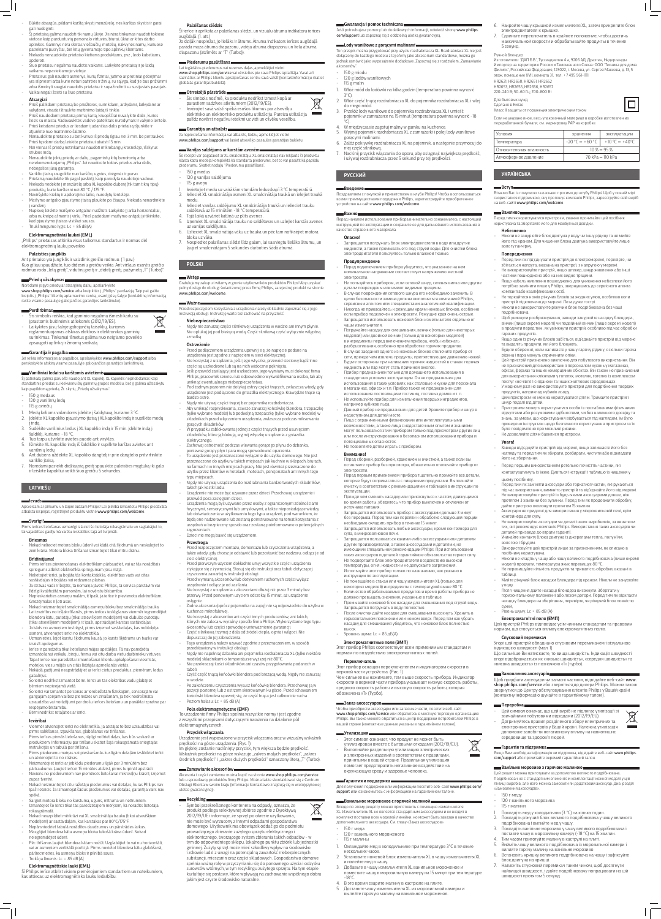- Būkite atsargūs, pildami karštą skystį menzūrėlę, nes karštas skystis ir garai gali nudeginti.
- Šį prietaisą galima naudoti tik namų ūkyje. Jis nera tinkamas naudoti tokiose vietose kaip parduotuvių personalo virtuvės, biurai, ūkiai ar kitos darbo aplinkos. Gaminys nera skirtas viešbučių, motelių, nakvynės namų, kurortų klientams ir kitoms panašioms aplinkoms.
- Niekada nenaudokite prietaiso kieteims produktams, pvz., ledo kubeliams, apdoroti.
- Šiuo prietaisu negalima naudotis vaikams. Laikykite prietaisą ir jo laidą vaikams nepasiekiamoje vietoje.
- Prietaisus gali naudoti asmenys, kurių fiziniai, jutimo ar protiniai gebėjimai yra silpnesni arba kurie neturi patirties ir žinių, su sąlyga, kad jie bus prižiūrimi arba išmokyti saugiai naudotis prietaisu ir supažindinti su susijusiais pavojais.
- Vaikai negali žaisti su šiuo prietaisu.

### Atsargiai

- Prieš palikdami prietaisą be priežiūros, surinkdami, ardydami, laikydami ar valydami, visada ištraukite maitinimo laidą iš tinklo.
- Prieš naudodami prietaisą pirmą kartą, kruopščiai nuvalykite dalis, kurios liesis su maistu. Vadovaukitės vadove pateiktais nurodymais ir valymo lentele.
- Prieš keisdami priedus ar liesdami judančias dalis prietaisą išjunkite ir atjunkite nuo maitinimo šaltinio.
- Nenaudokite prietaiso su bet kuriuo iš priedų ilgiau nei 3 min. be pertraukos. Prieš tęsdami darbą leiskite prietaisui atvėsti 15 min.
- Nei vienas iš priedų netinkamas naudoti mikrobangų krosnelėje, išskyrus trintuvo indą.
- Nenaudokite jokių priedų ar dalių, pagamintų kitų bendrovių arba nerekomenduojamų „Philips". Jei naudosite tokius priedus arba dalis, nebegalios jūsų garantija.
- Varikliu (tiesą saugokite nuo karščio, ugnies, drėgmės ir purvo.
- Pritaisą naudokite tik pagal paskirtį, kaip parodyta naudotojo vadove.
- Niekada nedėkite į menzūrėlę arba XL kapokilo dubenį (tik tam tikrų tipų) produktų, kurie karštesni nei 80 °C / 175 °F.
- Nevirškykite kiekių ir apdorojimo laiko, nurodytų lentelėje.
- Maišymo antgalio pjaustymo įtaisą plaukite po čiaupu. Niekada nenardinkite į vandenį.
- Nuplovę lenktuvinis maišymo antgalį nudžiūti. Laikykite jį arba horizontaliai, arba nukreipę ašmenis į viršų. Prieš padėdami maišymo antgalį įstikinkite, kad pjaustymo įtaisas visiškai sausas.
- Triukšmingumo lygis: Lc = 85 dB(A)

### Elektromagnetiniai laukai (EML)

„Philips" prietaisas atitinka visus taikomus standartus ir normas dėl elektromagnetinių laukų poveikio.

### Paleisties jungiklis

Ant prietaiso yra jungiklis ir vaizdinis greičio rodmuo. (1 pav.)
Kuo giliau spaudžiate, tuo didesniu greičiu veikia. Ant virsaus esantis greičio rodmuo rodo „lėtą greitį", vidutinį greitį ir „didelį greitį, padymėtą „T" (Turbo)".

### Priedų užsakymas

Norėdami įsigyti priedų ar atsarginių dalių, apsilankykite **www.philips.com/service** arba kreipkitės į „Philips" pardavėją. Taip pat galite kreiptis į „Philips" klientų aptarnavimo centrą, esantį jūsų šalyje (kontaktinę informaciją rasite visame pasaulyje galiojančios garantijos lankstinuke).

### Perdirbimas

- Šis simbolis reiškia, kad gaminio negalima išmesti kartu su įprastomis buitinėmis atliekomis (2012/19/ES).
- Laikykitės jūsų šalyje galiojančių taisyklių, kuriomis reglamentuojamas atskiras elektrinių ir elektroninių gaminių surinkimas. Tinkamai išmetus galima nuo neigiamo poveikio apsaugoti aplinką ir žmonių sveikatą.

### Garantija ir pagalba

Jei reikia informacijos ar pagalbos, apsilankykite **www.philips.com/support** arba perskaitykite atskirą visame pasaulyje galiojančios garantijos lankstinuką.

### Vaniliniai ledai su karštomis avietėmis

Šį patiekalą galima paruošti naudojant XL kapokilį. XL kapokilis nepridedamas kaip standartinis priedas su kiekvienu šių gaminių grupės modeliu, bet jį galima užsisakyti kaip papildomą priedą. Žr. skyrių „Priedų užsakymas".

- 150 g medaus
- 120 g vanilinių ledų
- 115 g aviečių

1. Medų kelioms valandoms įdėkite į šaldytuvą, kuriame 3 °C.
2. Įdėkite XL kapokilio pjaustymo įtaisą į XL kapokilio indą ir supilkite medų į indą.
3. Sudėkite vanilinius ledus į XL kapokilio indą ir 15 min. įdėkite indą į šaldiklį, kuriame –18 °C.
4. Tuo tarpu užvirkite avietes puode ant viryklės.
5. Išimkite XL kapokilio indą iš šaldiklio ir supilkite karštas avietes ant vanilinių ledų.
6. Ant dubens uždėkite XL kapokilio dangtelį ir prie dangtelio pritvirtinkite variklio įtaisą.
7. Noredami pasiekti didžiausią greitį spauskite paleisties mygtuką iki galo ir leiskite kapokliui veikti šiuo greičiu 5 sekundes.

## LATVIEŠU

### Ievads

Apsveicam ar pirkumu un laipni lūdzam Philips! Lai pilnībā izmantotu Philips piedāvātā atbalsta iespējas, reģistrējiet produktu vietnē **www.philips.com/welcome**.

### Svarīgi!

Pirms ierīces lietošanas uzmanīgi izlasiet šo lietotāja rokasgrāmatu un saglabājiet to, lai vajadzības gadījumā varētu ieskatīties tajā arī turpmāk.

### Briesmas

- Nekad nelieciet motora bloku ūdenī vai kādā citā šķidrumā un neskalojiet to zem krāna. Motora bloka tīrīšanai izmantojiet tikai mitru drānu.

### Brīdinājums!

- Pirms ierīces pievienošanas elektrotīklam pārbaudiet, vai uz tās norādītais spriegums atbilst elektrotīkla spriegumam jūsu mājā.
- Nelietojiet ierīci, ja bojāta tās kontaktdakša, elektrības vads vai citas sastāvdaļas ir bojātas vai redzamas plaisas.
- Ja strāvas vads ir bojāts, tā nomaiņa jāveic Philips, tā servisa pārstāvim vai līdzīgi kvalificētam personām, lai novērstu bīstamību.
- Nepieskarieties asmeņu malām, īpaši, ja ierīce ir pievienota elektrotīklam. Griezējmalas ir ļoti asas.
- Nekad neizmantojiet smalcinātāja asmeņu bloku bez smalcinātāja trauka.
- Lai izvairītos no izšļakstīšanās, pirms ierīces ieslēgšanas vienmēr iegremdējiet blendera kāju, putotāju (tikai atsevišķiem modeļiem) vai dubulto putotāju (tikai atsevišķiem modeļiem), it īpaši, apstrādājot karstas sastāvdaļas.
- Ja kāds no asmeņiem iestrēgst, pirms izņemat sastāvdaļas, kas nobloķēja asmeni, atvienojiet ierīci no elektrotīkla.
- Uzmanieties, lejot karstu šķidrumu kausā, jo karsts šķidrums un tvaiks var izraisīt apdegumus.
- Ierīce ir paredzēta tikai lietošanai mājas apstākļos. Tā nav paredzēta izmantošanai veikalu, biroju, fermu vai citu darba vietu darbinieku virtuves. Tāpat ierīce nav paredzēta izmantošanai klientu apkalpošanai viesnīcās, moteļos, viesu mājās un citās līdzīgās apmešanās vietās.
- Nekādā gadījumā neapstrādājiet ar ierīci cietus produktus, piemēram, ledus gabalinus.
- Šo ierīci nedrīkst izmantot bērni. Ierīci un tās elektrības vadu glabājiet bērniem nepieejamā vietā.
- Šo ierīci var izmantot personas ar ierobežotām fiziskajām, sensorajām vai garīgajām spējām vai bez pieredzes un zināšanām, ja tiek nodrošināta uzraudzība vai norādījumi par drošu ierīces lietošanu un paskaidrotas iespējamo bīstamību.
- Bērni nedrīkst rotaļāties ar ierīci.

### Ievērībai

- Vienmēr atvienojiet ierīci no elektrotīkla, ja atstājat to bez uzraudzības vai pirms salikšanas, izjaukšanas, glabāšanas vai tīrīšanas.
- Pirms ierīces pirmās lietošanas reizes, rūpīgi notīriet daļas, kas būs saskarē ar produktiem. Informāciju par tīrīšanu skatiet šajā rokasgrāmatā sniegtajā instrukcijās un tabulā par tīrīšanu.
- Pirms piederumu maiņas vai pieskaršanās kustīgām detaļām izslēdziet ierīci un atvienojiet to no strāvas.
- Neizmantojiet ierīci ar jebkādu piederumu ilgāk par 3 minūtēm bez pārtraukuma. Laujiet ierīcei 15 minūtes atdzist, pirms turpināt apstrādi.
- Neviens no piederumiem nav piemērots lietošanai mikroviļņu krāsnī, izņemot zupas trauku.
- Nekad neizmantojiet citu ražotāju piederumus vai detaļas, kuras Philips nav īpaši ieteicis. Ja izmantojat šādus piederumus vai detaļas, garantija vairs nav spēkā.
- Sargiet motora bloku no karstuma, uguns, mitruma un netīrumiem.
- Izmantojiet šo ierīci tikai tās paredzētajam mērķim, kā norādīts lietotāja rokasgrāmatā.
- Nekad nepildiet mērkrūzi vai XL smalcinātāja trauku (tikai atsevišķiem modeļiem) ar sastāvdaļām, kas karstākas par 80°C/175°F.
- Nepārsniedziet tabulā norādītos daudzumus un pārstrādes laikus.
- Mazgājiet blendera kāta asmeņu bloku tekošā krāna ūdenī. Nekad negremdējiet ūdenī.
- Pēc tīrīšanas ļaujiet blendera kātam nožūt. Uzglabājiet to vai nu horizontāli, vai ar asmeniem vērstiem augšup. Pirms novietot blendera kātu glabāšanā, pārliecinieties, ka asmenu bloks ir pilnībā sauss.
- Trokšņa līmenis: Lc = 85 dB (A)

### Elektromagnētiskie lauki (EML)

Šī Philips ierīce atbilst visiem piemērojamiem standartiem un noteikumiem, kas attiecas uz elektromagnētisko lauku iedarbību.

### Palaišanas slēdzis

Šī ierīce ir aprīkota ar palaišanas slēdzi, un vizuālu ātruma indikatoru ierīces augšdaļā. (1. att.)
Jo dziļāk nospiežat, jo lielāks ir ātrums. Ātruma indikators ierīces augšdaļā parāda maza ātruma diapazonu, vidēja ātruma diapazonu un liela ātruma diapazonu (atzīmēts ar "T" (Turbo)).

### Piederumu pasūtīšana

Lai iegādātos piederumus vai rezerves daļas, apmeklējiet vietni **www.shop.philips.com/service** vai vērsieties pie sava Philips izplatītāja. Varat arī sazināties ar Philips klientu apkalpošanas centru savā valstī (kontaktinformāciju skatiet globālās garantijas bukletā).

### Otrreizēja pārstrāde

- Šis simbols nozīmē, ka produktu nedrīkst izmest kopā ar parastiem sadzīves atkritumiem (2012/19/ES).
- Ievērojiet savā valstī spēkā esošos likumus par atsevišķu elektrisko un elektronisko produktu utilizāciju. Pareiza utilizācija palīdz novērst negatīvu ietekmi uz vidi un cilvēku veselību.

### Garantija un atbalsts

Ja nepieciešama informācija vai atbalsts, lūdzu, apmeklējiet vietni **www.philips.com/support** vai lasiet atsevišķo pasaules garantijas bukletu.

### Vaniļas saldējums ar karstām avenēm

Šo recepti var pagatavot ar XL smalcinātāju. XL smalcinātājs nav iekļauts šī produkta klāsta katra modeļa komplektā kā standarta piederums, bet to var pasūtīt kā papildu piederumu. Skatīt nodaļu "Piederumu pasūtīšana".

- 150 g medus
- 120 g vaniļas saldējuma
- 115 g aveņu

1. Ievietojiet medu uz vairākām stundām ledusskapī 3 °C temperatūrā.
2. Ielieciet XL smalcinātāja asmeni XL smalcinātāja traukā un ielejiet traukā medu.
3. Ievietojiet vaniļas saldējumu XL smalcinātāja traukā un ielieciet trauku saldētavā uz 15 minūtēm –18 °C temperatūrā.
4. Tajā laikā uzvāriet katliņā uz plīts avenes.
5. Izņemiet XL smalcinātāja trauku no saldētavas un uzlejiet karstās avenes uz vaniļas saldējuma.
6. Uzlieciet XL smalcinātāja vāku uz trauka un pēc tam nofiksējiet motora bloku uz vāka.
7. Nospiediet palaišanas slēdzi līdz galam, lai sasniegtu lielāko ātrumu, un ļaujiet smalcinātājam 5 sekundes darboties šādā ātrumā.

## POLSKI

### Wstęp

Gratulujemy zakupu i witamy w gronie użytkowników produktów Philips! Aby uzyskać pełny dostęp do obsługi świadczonej przez firmę Philips, zarejestruj produkt na stronie **www.philips.com/welcome**.

### Ważne

Przed rozpoczęciem korzystania z urządzenia należy dokładnie zapoznać się z jego instrukcją obsługi. Instrukcję warto też zachować na przyszłość.

### Niebezpieczeństwo

- Nigdy nie zanurzaj części silnikowej urządzenia w wodzie ani innym płynie. Nie opłukuj jej pod bieżącą wodą. Część silnikową czyść wilgotnie szmatką.

### Ostrzeżenie

- Przed podłączeniem urządzenia upewnij się, że napięcie podane na urządzeniu jest zgodne z napięciem w sieci elektrycznej.
- Nie korzystaj z urządzenia, jeśli jego wtyczka, przewód sieciowy bądź inne części są uszkodzone lub są na nich widoczne pęknięcia.
- Jeśli przewód zasilający jest uszkodzony, jego wymiany musi dokonać firma Philips, pracownik serwisu lub odpowiednio wykwalifikowana osoba, tak aby uniknąć ewentualnego niebezpieczeństwa.
- Pod żadnym pozorem nie dotykaj ostrych części tnących, zwłaszcza wtedy, gdy urządzenie jest podłączone do gniazdka elektrycznego. Krawędzie tnące są bardzo ostre.
- Nigdy nie używaj części tnącej bez pojemnika rozdrabniacza.
- Aby uniknąć rozpryskiwania, zawsze zanurzaj końcówkę blendera, trzepaczkę (tylko wybrane modele) lub podwójną trzepaczkę (tylko wybrane modele) w składnikach przed włączeniem urządzenia, zwłaszcza podczas miksowania gorących składników.
- W przypadku zablokowania jednej z części tnących przed usunięciem składników, które ją blokują, wyjmij wtyczkę urządzenia z gniazdka elektrycznego.
- Zachowaj ostrożność podczas wlewania gorącego płynu do dzbanka, ponieważ gorący płyn i para mogą spowodować oparzenia.
- To urządzenie jest przeznaczone wyłącznie do użytku domowego. Nie jest przeznaczone do użytku w takich miejscach jak kuchnie w sklepach, biurach, na farmach i w innych miejscach pracy. Nie jest również przeznaczone do użytku przez klientów w hotelach, motelach, pensjonatach ani innych tego typu miejscach.
- Nigdy nie używaj urządzenia do rozdrabniania bardzo twardych składników, takich jak kostki lodu.
- Urządzenie nie może być używane przez dzieci. Przechowuj urządzenie i przewód poza zasięgiem dzieci.
- Urządzenia mogą być używane przez osoby z ograniczonymi zdolnościami fizycznymi, sensorycznymi lub umysłowymi, a także nieposiadające wiedzy lub doświadczenia w użytkowaniu tego typu urządzeń, pod warunkiem, że będą one nadzorowane lub zostaną poinstruowane na temat korzystania z urządzeń w bezpieczny sposób oraz zostaną poinformowane o potencjalnych zagrożeniach.
- Dzieci nie mogą bawić się urządzeniem.

### Przestroga

- Przed rozpoczęciem montażu, demontażu lub czyszczenia urządzenia, a także wtedy, gdy chcesz je odstawić lub pozostawić bez nadzoru, odłącz je od sieci elektrycznej.
- Przed pierwszym użyciem dokładnie umyj wszystkie części urządzenia stykające się z żywnością. Stosuj się do instrukcji oraz tabeli dotyczącej czyszczenia zawartej w niniejszej instrukcji obsługi.
- Przed wymianą akcesoriów lub dotykaniem ruchomych części wyłącz urządzenie i odłącz je od zasilania.
- Nie korzystaj z urządzenia z akcesoriami dłużej niż przez 3 minuty bez przerwy. Przed ponownym użyciem odczekaj 15 minut, aż urządzenie ostygnie.
- Żadne akcesoria (oprócz pojemnika na zupę) nie są odpowiednie do użytku w kuchence mikrofalowej.
- Nie korzystaj z akcesoriów ani części innych producentów, ani takich, których nie zaleca w wyraźny sposób firma Philips. Wykorzystanie tego typu akcesoriów lub części spowoduje unieważnienie gwarancji.
- Część silnikową trzymaj z dala od źródeł ciepła, ognia i wilgoci. Nie dopuszczaj do jej zabrudzenia.
- Tego urządzenia należy używać zgodnie z przeznaczeniem, w sposób przedstawiony w instrukcji obsługi.
- Nigdy nie napełniaj dzbanka ani pojemnika rozdrabniacza XL (tylko niektóre modele) składnikami o temperaturze wyższej niż 80°C.
- Nie przekraczaj ilości składników ani czasów przygotowania podanych w tabeli.
- Części tnącą końcówki blendera płucz bieżącą wodą. Nigdy nie zanurzaj w wodzie.
- Po zakończeniu czyszczenia wysusz końcówkę blendera. Przechowuj ją w pozycji poziomej lub z ostrzem skierowanym ku górze. Przed schowaniem końcówki blendera upewnij się, że część tnąca jest całkowicie sucha.
- Poziom hałasu: Lc = 85 dB (A)

### Pola elektromagnetyczne (EMF)

To urządzenie firmy Philips spełnia wszystkie normy i jest zgodne z wszystkimi przepisami dotyczącymi narażenia na działanie pól elektromagnetycznych.

### Przycisk włączania

Urządzenie jest wyposażone w przycisk włączania oraz w wizualny wskaźnik prędkości na górze urządzenia. (Rys. 1)
Im głębiej zostanie naciśnięty przycisk, tym większa będzie prędkość. Wskaźnik prędkości na górze wskazuje „zakres małych prędkości", „zakres średnich prędkości" i „zakres dużych prędkości" oznaczony literą „T" (Turbo).

### Zamawianie akcesoriów

Akcesoria i części zamienne można kupić na stronie **www.shop.philips.com/service** lub u sprzedawcy produktów firmy Philips. Można także skontaktować się z Centrum Obsługi Klienta w swoim kraju (informacje kontaktowe znajdują się w ulotce gwarancyjnej).

### Recykling

- Symbol przekreślonego kontenera na odpady, oznacza, że produkt podlega selektywnej zbiórce zgodnie z Dyrektywą 2012/19/UE i informuje, że sprzęt po okresie użytkowania, nie może być wyrzucany z innymi odpadami gospodarstwa domowego. Użytkownik ma obowiązek oddać go do podmiotów prowadzących zbieranie zużytego sprzętu elektrycznego i elektronicznego, tworzących system zbierania takich odpadów - w tym do odpowiedniego sklepu, lokalnego punktu zbiórki lub jednostki gminnej. Zużyty sprzęt może mieć szkodliwy wpływ na środowisko i zdrowie ludzi z uwagi na potencjalną zawartość niebezpiecznych substancji, mieszanin oraz części składowych. Gospodarstwo domowe spełnia ważną rolę w przyczynianiu się do ponownego użycia i odzysku surowców wtórnych, w tym recyklingu zużytego sprzętu. Na tym etapie kształtuje się postawy, które wpływają na zachowanie wspólnego dobra jakim jest czyste środowisko naturalne.

### Gwarancja i pomoc techniczna

Jeśli potrzebujesz pomocy lub dodatkowych informacji, odwiedź stronę **www.philips.com/support** lub zapoznaj się z oddzielną ulotką gwarancyjną.

### Lody waniliowe z gorącymi malinami

Ten przepis można przygotować przy użyciu rozdrabniacza XL. Rozdrabniacz XL nie jest dołączony do każdego modelu z tej oferty jako akcesorium standardowe, można go jednak zamówić jako wyposażenie dodatkowe. Zapoznaj się z rozdziałem „Zamawianie akcesoriów".

- 150 g miodu
- 120 g lodów waniliowych
- 115 g malin

1. Włóż miód do lodówki na kilka godzin (temperatura powinna wynosić 3°C).
2. Włóż część tnącą rozdrabniacza XL do pojemnika rozdrabniacza XL i wlej do niego miód.
3. Przełóż lody waniliowe do pojemnika rozdrabniacza XL i umieść pojemnik w zamrażarce na 15 minut (temperatura powinna wynosić -18 °C).
4. W międzyczasie zagotuj maliny w garnku na kuchence.
5. Wyjmij pojemnik rozdrabniacza XL z zamrażarki i polej lody waniliowe gorącymi malinami.
6. Załóż pokrywkę rozdrabniacza XL na pojemnik, a następnie przymocuj do niej część silnikową.
7. Naciśnij przycisk włączania do oporu, aby osiągnąć największą prędkość, i używaj rozdrabniacza przez 5 sekund przy tej prędkości.

## РУССКИЙ

### Введение

Поздравляем с покупкой и приветствуем в клубе Philips! Чтобы воспользоваться всеми преимуществами поддержки Philips, зарегистрируйте приобретенное устройство на сайте **www.philips.com/welcome**.

### Важная информация

Перед началом использования прибора внимательно ознакомьтесь с настоящей инструкцией по эксплуатации и сохраните ее для дальнейшего использования в качестве справочного материала.

### Опасно!

- Запрещается погружать блок электродвигателя в воду или другие жидкости, а также промывать его под струей воды. Для очистки блока электродвигателя пользуйтесь только влажной тканью.

### Предупреждение

- Перед подключением прибора убедитесь, что указанное на нем номинальное напряжение соответствует напряжению местной электросети.
- Не пользуйтесь прибором, если сетевой шнур, сетевая вилка или другие детали повреждены или имеют видимые трещины.
- В случае повреждения сетевого шнура его необходимо заменить. В целях безопасности замена должна выполняться компанией Philips, сервисным центром или специалистами аналогичной квалификации.
- Никогда не прикасайтесь к режущим краям ножевых блоков, особенно если прибор подключен к электросети. Режущие края очень острые.
- Запрещается использовать ножевой блок измельчителя отдельно от чаши измельчителя.
- Погружайте насадку для смешивания, венчик (только для некоторых моделей) или двойной венчик (только для некоторых моделей) в ингредиенты перед включением прибора, чтобы избежать разбрызгивания, особенно при обработке горячих продуктов.
- В случае заедания одного из ножевых блоков отключите прибор от сети, прежде чем извлечь продукты, препятствующие движению ножей.
- Будьте осторожны при наливании горячих жидкостей в стакан: горячая жидкость или пар могут стать причиной ожогов.
- Прибор предназначен только для домашнего использования в стандартных условиях эксплуатации. Он не предназначен для использования в таких условиях, как столовые и кухни для персонала в магазинах, офисах и т.п. Прибор также не предназначен для использования посетителями гостиниц, гостевых домов и т. п.
- Не используйте прибор для измельчения твердых ингредиентов, например кубиков льда.
- Данный прибор не предназначен для детей. Храните прибор и шнур в недоступном для детей месте.
- Лица с ограниченными физическими или интеллектуальными возможностями, а также лица с недостаточным опытом и знаниями могут пользоваться этим прибором только под присмотром других лиц или после инструктирования о безопасном использовании прибора и потенциальных опасностях.
- Не позволяйте детям играть с прибором.

### Внимание!

- Перед сборкой, разборкой, хранением и очисткой, а также если вы оставляете прибор без присмотра, обязательно отключайте прибор от электросети.
- Перед первым применением прибора тщательно промойте все детали, которые будут соприкасаться с пищевыми продуктами. Выполняйте очистку в соответствии с рекомендациями и таблицей в инструкции по эксплуатации.
- Прежде чем сменить насадку или прикоснуться к частям, двигающимся во время работы, убедитесь, что прибор выключен и отключен от источника питания.
- Запрещается использовать прибор с аксессуарами дольше 3 минут без перерыва. Перед тем как перейти к обработке следующей порции необходимо охладить прибор в течение 15 минут.
- Запрещается использовать любые аксессуары, кроме контейнера для супа, в микроволновой печи.
- Запрещается пользоваться какими-либо аксессуарами или деталями других производителей, а также аксессуарами и деталями, не имеющими специальной рекомендации Philips. При использовании таких аксессуаров и деталей гарантийные обязательства теряют силу.
- Не подвергайте блок электродвигателя воздействию высокой температуры, огня, влажности и не допускайте загрязнения.
- Используйте этот прибор только по назначению, как указано в инструкции по эксплуатации.
- Не помещайте в стакан или чашу измельчителя XL (только для некоторых моделей) ингредиенты с температурой выше 80 °C.
- Количество обрабатываемых продуктов и время работы прибора не должны превышать значения, указанные в таблице.
- Промывайте ножевой блок насадки для смешивания под струей воды. Запрещается погружать в воду полностью.
- После очистки дайте насадке для смешивания высохнуть. Храните в горизонтальном положении или ножом вверх. Перед тем как убрать насадку для смешивания убедитесь, что ножевой блок полностью высох.
- Уровень шума: Lc = 85 дБ(A)

### Электромагнитные поля (ЭМП)

Этот прибор Philips соответствует всем применимым стандартам и нормам по воздействию электромагнитных полей.

### Переключатель

Этот прибор оснащен переключателем и индикатором скорости в верхней части устройства. (Рис. 1)
Чем сильнее вы нажимаете, тем выше скорость прибора. Индикатор скорости в верхней части прибора указывает низкую скорость работы, среднюю скорость работы и высокую скорость работы, которая обозначена «T» (Turbo).

### Заказ аксессуаров

Чтобы приобрести аксессуары или запчасти, посетите веб-сайт **www.shop.philips.com/service** или обратитесь в местную торговую организацию Philips. Вы также можете обратиться в центр поддержки потребителей Philips в вашей стране (контактные данные указаны в гарантийном талоне).

### Утилизация

- Этот символ означает, что продукт не может быть утилизирован вместе с бытовыми отходами (2012/19/EU).
- Выполняйте раздельную утилизацию электрических и электронных изделий в соответствии с правилами, принятыми в вашей стране. Правильная утилизация помогает предотвратить негативное воздействие на окружающую среду и здоровье человека.

### Гарантия и поддержка

Для получения поддержки или информации посетите веб-сайт **www.philips.com/support** или ознакомьтесь с информацией на гарантийном талоне.

### Ванильное мороженое с горячей малиной

Блюдо по этому рецепту можно приготовить с помощью измельчителя XL. Измельчитель XL не является стандартным аксессуаром и не входит в комплект поставки всех моделей линейки, но может быть заказан в качестве дополнительного аксессуара. См. главу «Заказ аксессуаров».

- 150 г меда
- 120 г ванильного мороженого
- 115 г малины

1. Охладите мед в холодильнике при температуре 3°C в течение нескольких часов.
2. Установите ножевой блок измельчителя XL в чашу измельчителя XL и налейте мед в чашу.
3. Добавьте в чашу измельчителя XL ванильное мороженое и поместите чашу на 15 минут в морозильную камеру при температуре -18°C.
4. В это время сварите малину в кастрюле на плите.
5. Достаньте чашу измельчителя XL из морозильной камеры и вылейте горячую малину на ванильное мороженое.
6. Наденьте чашу крышкой измельчителя XL, затем прикрепите блок электродвигателя к крышке.
7. Сдавите переключатель в крайнее положение, чтобы достичь максимальной скорости и обрабатывайте продукты в течение 5 секунд.

Ручной блендер
Изготовитель: "ДАП Б.В.", Туссендиепен 4 а, 9206 АД, Драхтен, Нидерланды
Импортер на территорию России и Таможенного Союза: ООО "Техника для дома Филипс", Российская Федерация, 123022, г. Москва, ул. Сергея Макеева, д. 13, 5 этаж, помещение XVII, комната 31, тел. +7 495 961-1111
HR2621, HR2650, HR2651, HR2652
HR2653, HR2655, HR2656, HR2657
220-240 В, 50-60 Гц, 700-800 Вт

Для бытовых нужд
Сделано в Китае
Класс II защиты от поражения электрическим током

Если не указано иное, весь упаковочный материал в коробке изготовлен из перерабатываемой бумаги, см. маркировку PAP на коробке.

| Условия | хранения | эксплуатации |
| --- | --- | --- |
| Температура | -20 °C ~ +60 °C | +10 °C ~ +40°C |
| Относительная влажность | 10 % ~ 95 % | |
| Атмосферное давление | 70 kPa ~ 110 kPa | |

## УКРАЇНСЬКА

### Вступ

Вітаємо Вас із покупкою та ласкаво просимо до клубу Philips! Щоб у повній мірі скористатися підтримкою, яку пропонує компанія Philips, зареєструйте свій виріб на веб-сайті **www.philips.com/welcome**.

### Важливо

Перед тим як користуватися пристроєм, уважно прочитайте цей посібник користувача та зберігайте його для майбутньої довідки.

### Небезпечно

- Ніколи не занурюйте блок двигуна у воду чи іншу рідину та не мийте його під краном. Для чищення блока двигуна використовуйте лише вологу ганчірку.

### Попередження

- Перед тим як під'єднувати пристрій до електромережі, перевірте, чи збігається напруга, вказана на пристрої, з напругою у мережі.
- Не використовуйте пристрій, якщо штекер, шнур живлення або інші частини пошкоджено або на них видно тріщини.
- Якщо шнур живлення пошкоджено, для уникнення небезпеки його потрібно замінити лише у Philips, звернувшись до сервісного агента компанії або кваліфікованих осіб.
- Не торкайтеся ножів ріжучих блоків за жодних умов, особливо коли пристрій підключено до мережі. Леза дуже гострі.
- Ніколи не використовуйте ріжучий блок подрібнювача без чаші подрібнювача.
- Щоб уникнути розбризкування, завжди занурюйте насадку блендера, вінчик (лише окремі моделі) чи подвійний вінчик (лише окремі моделі) в продукти перед тим, як увімкнути пристрій, особливо під час обробки гарячих продуктів.
- Якщо один із ріжучих блоків застрягне, від'єднайте пристрій від мережі та вийміть продукти, які його блокують.
- Будьте обережні, коли наливаєте у чашу гарячу рідину, оскільки гаряча рідина і пара можуть спричинити опіки.
- Цей пристрій призначено виключно для побутового використання. Він не призначений для використання персоналом кухонь у магазинах, офісах, фермах та інших комерційних об'єктах. Він також не призначений для використання клієнтами у готелях, мотелях, готелях та помешканнях, поступ і нічлегах і сніданках та інших житлових середовищах.
- У жодному разі не використовуйте пристрій для подрібнення твердих продуктів, наприклад кубиків льоду.
- Цим пристроєм не можна користуватися дітям. Тримайте пристрій і шнур подалі від дітей.
- Пристроями можуть користуватися особи із послабленими фізичними відчуттями або розумовими здібностями, чи без належного досвіду та знань, за умови, що користування відбувається під наглядом, їм було проведено інструктаж щодо безпечного користування пристроєм та їх було повідомлено про можливі ризики.
- Не дозволяйте дітям бавитися пристроєм.

### Увага!

- Завжди від'єднуйте пристрій від мережі, якщо залишаєте його без нагляду та перед тим як збирати, розбирати, чистити або відкладати його на зберігання.
- Перед першим використанням ретельно почистіть частини, які контактуватимуть із їжею. Дивіться інструкції і таблицю із чищення у цьому посібнику.
- Перед тим як замінити аксесуари або торкатися частин, які рухаються під час використання, вимкніть пристрій та від'єднайте його від мережі.
- Не використовуйте пристрій із будь-якими аксесуарами довше, ніж протягом 3 хвилин без зупинки. Перед тим як продовжити обробку, дайте пристрою охолонути протягом 15 хвилин.
- Аксесуари не придатні для використання у мікрохвильовій печі, крім контейнера для супу.
- Не використовуйте аксесуари чи деталі інших виробників, за винятком тих, які рекомендує компанія Philips. Використання таких аксесуарів чи деталей призведе до втрати гарантії.
- Уникайте контакту блока двигуна із джерелами тепла, полум'ям, вологою і брудом.
- Використовуйте цей пристрій лише за призначенням, як описано в посібнику користувача.
- Ніколи не кладіть у чашу або чашу великого подрібнювача (лише окремі моделі) продукти, температура яких перевищує 80 °C.
- Не перевищуйте кількість продуктів та тривалість обробки, вказані в таблиці.
- Мийте ріжучий блок насадки блендера під краном. Ніколи не занурюйте у воду.
- Після чищення дайте насадці блендера висохнути. Зберігайте у горизонтальному положенні або лезом догори. Перед тим як відкласти насадку блендера на зберігання, перевірте, чи ріжучий блок повністю сухий.
- Рівень шуму: Lc = 85 dB (A)

### Електромагнітні поля (ЕМП)

Цей пристрій Philips відповідає усім чинним стандартам та правовим нормам, що стосуються впливу електромагнітних полів.

### Спусковий перемикач

Угорі цей пристрій обладнано спусковим перемикачем і візуальною індикацією швидкості (мал. 1).
Що сильніше Ви натискаєте, то вища швидкість. Індикація швидкості вгорі відображається як «низька швидкість», «середня швидкість» та «висока швидкість» із позначкою «T» (Turbo).

### Замовлення аксесуарів

Щоб придбати аксесуари чи запасні частини, відвідайте веб-сайт **www.shop.philips.com/service** або зверніться до дилера Philips. Можна також звернутися до Центру обслуговування клієнтів Philips у Вашій країні (контактну інформацію шукайте в гарантійному талоні).

### Переробка

- Цей символ означає, що цей виріб не підлягає утилізації зі звичайними побутовими відходами (2012/19/EU).
- Дотримуйтесь правил роздільного збору електричних та електронних пристроїв у Вашій країні. Належна утилізація допомагає запобігти негативному впливу на навколишнє середовище та здоров'я людей.

### Гарантія та підтримка

Якщо Вам необхідна інформація чи підтримка, відвідайте веб-сайт **www.philips.com/support** або прочитайте окремий гарантійний талон.

### Ванільне морозиво з гарячою малиною

Цей рецепт можна приготувати за допомогою великого подрібнювача. Подрібнювач не є стандартним елементом комплектації кожної моделі у цій лінійці виробів, але його можна замовити як додатковий аксесуар. Див. розділ «Замовлення аксесуарів».

- 150 г меду
- 120 г ванільного морозива
- 115 г малини

1. Покладіть мед у холодильник (3 °C) на кілька годин.
2. Покладіть ріжучий блок великого подрібнювача у чашу великого подрібнювача та налийте мед у чашу.
3. Покладіть ванільне морозиво у чашу великого подрібнювача і поставте чашу в морозильну камеру (-18 °C) на 15 хвилин.
4. Тим часом приготуйте малину в каструлі на плиті.
5. Вийміть чашу великого подрібнювача з морозильної камери і вилийте гарячу малину на ванільне морозиво.
6. Встановіть кришку великого подрібнювача на чашу і зафіксуйте блок двигуна на кришці.
7. Натисніть спусковий перемикач таким чином, щоб досягнути найвищої швидкості, і дайте подрібнювачу попрацювати на цій швидкості протягом 5 секунд.